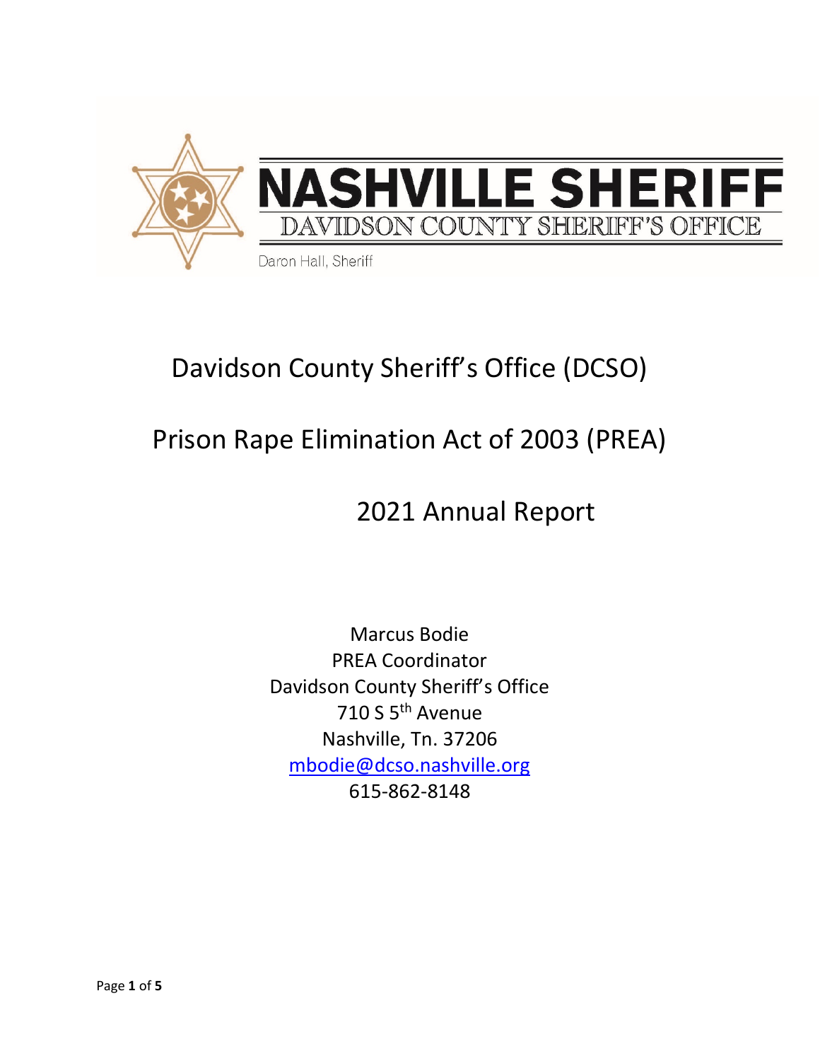# NASHVILLE SHERIFF

DAVIDSON COUNTY SHERIFF'S OFFICE

Daron Hall, Sheriff

# Davidson County Sheriff's Office (DCSO)

# Prison Rape Elimination Act of 2003 (PREA)

# 2021 Annual Report

Marcus Bodie
PREA Coordinator
Davidson County Sheriff's Office
710 S 5th Avenue
Nashville, Tn. 37206
mbodie@dcso.nashville.org
615-862-8148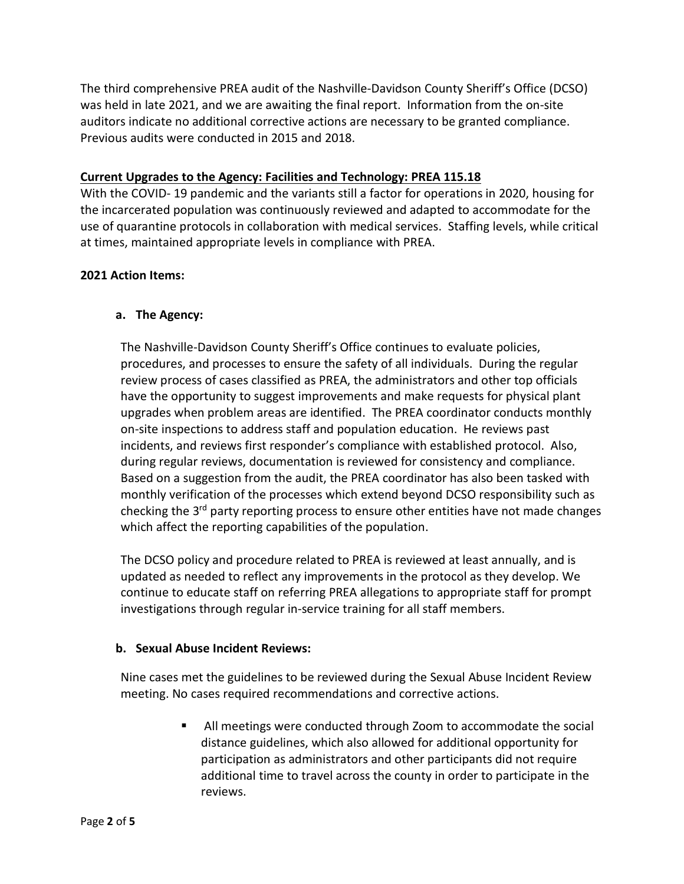The third comprehensive PREA audit of the Nashville-Davidson County Sheriff's Office (DCSO) was held in late 2021, and we are awaiting the final report. Information from the on-site auditors indicate no additional corrective actions are necessary to be granted compliance. Previous audits were conducted in 2015 and 2018.

**Current Upgrades to the Agency: Facilities and Technology: PREA 115.18**

With the COVID- 19 pandemic and the variants still a factor for operations in 2020, housing for the incarcerated population was continuously reviewed and adapted to accommodate for the use of quarantine protocols in collaboration with medical services. Staffing levels, while critical at times, maintained appropriate levels in compliance with PREA.

**2021 Action Items:**

**a. The Agency:**

The Nashville-Davidson County Sheriff's Office continues to evaluate policies, procedures, and processes to ensure the safety of all individuals. During the regular review process of cases classified as PREA, the administrators and other top officials have the opportunity to suggest improvements and make requests for physical plant upgrades when problem areas are identified. The PREA coordinator conducts monthly on-site inspections to address staff and population education. He reviews past incidents, and reviews first responder's compliance with established protocol. Also, during regular reviews, documentation is reviewed for consistency and compliance. Based on a suggestion from the audit, the PREA coordinator has also been tasked with monthly verification of the processes which extend beyond DCSO responsibility such as checking the 3rd party reporting process to ensure other entities have not made changes which affect the reporting capabilities of the population.

The DCSO policy and procedure related to PREA is reviewed at least annually, and is updated as needed to reflect any improvements in the protocol as they develop. We continue to educate staff on referring PREA allegations to appropriate staff for prompt investigations through regular in-service training for all staff members.

**b. Sexual Abuse Incident Reviews:**

Nine cases met the guidelines to be reviewed during the Sexual Abuse Incident Review meeting. No cases required recommendations and corrective actions.

- All meetings were conducted through Zoom to accommodate the social distance guidelines, which also allowed for additional opportunity for participation as administrators and other participants did not require additional time to travel across the county in order to participate in the reviews.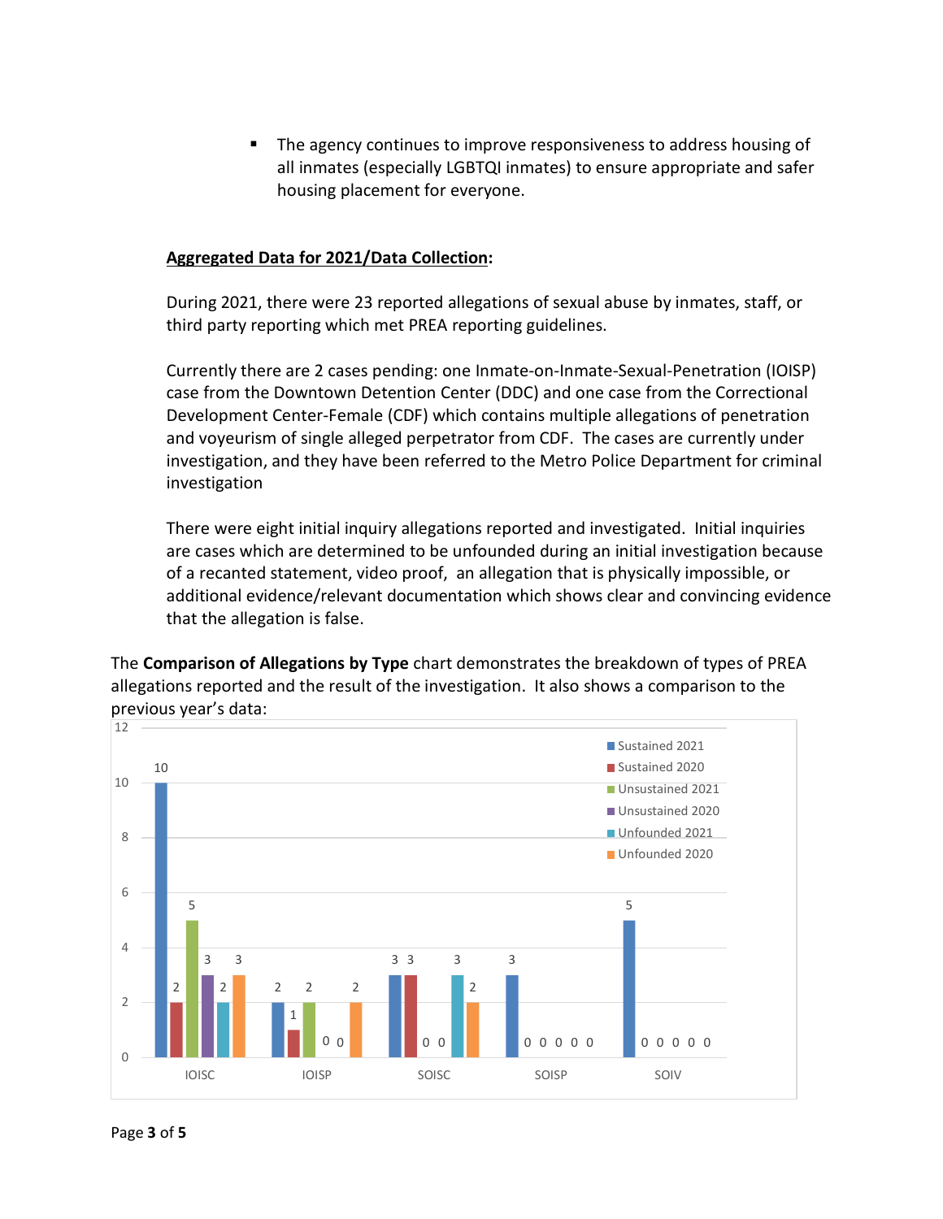- The agency continues to improve responsiveness to address housing of all inmates (especially LGBTQI inmates) to ensure appropriate and safer housing placement for everyone.

**Aggregated Data for 2021/Data Collection:**

During 2021, there were 23 reported allegations of sexual abuse by inmates, staff, or third party reporting which met PREA reporting guidelines.

Currently there are 2 cases pending: one Inmate-on-Inmate-Sexual-Penetration (IOISP) case from the Downtown Detention Center (DDC) and one case from the Correctional Development Center-Female (CDF) which contains multiple allegations of penetration and voyeurism of single alleged perpetrator from CDF. The cases are currently under investigation, and they have been referred to the Metro Police Department for criminal investigation

There were eight initial inquiry allegations reported and investigated. Initial inquiries are cases which are determined to be unfounded during an initial investigation because of a recanted statement, video proof, an allegation that is physically impossible, or additional evidence/relevant documentation which shows clear and convincing evidence that the allegation is false.

The **Comparison of Allegations by Type** chart demonstrates the breakdown of types of PREA allegations reported and the result of the investigation. It also shows a comparison to the previous year's data:

| | Sustained 2021 | Sustained 2020 | Unsustained 2021 | Unsustained 2020 | Unfounded 2021 | Unfounded 2020 |
|---|---|---|---|---|---|---|
| IOISC | 10 | 2 | 5 | 3 | 2 | 3 |
| IOISP | 2 | 1 | 2 | 0 | 0 | 2 |
| SOISC | 3 | 3 | 0 | 0 | 3 | 2 |
| SOISP | 3 | 0 | 0 | 0 | 0 | 0 |
| SOIV | 5 | 0 | 0 | 0 | 0 | 0 |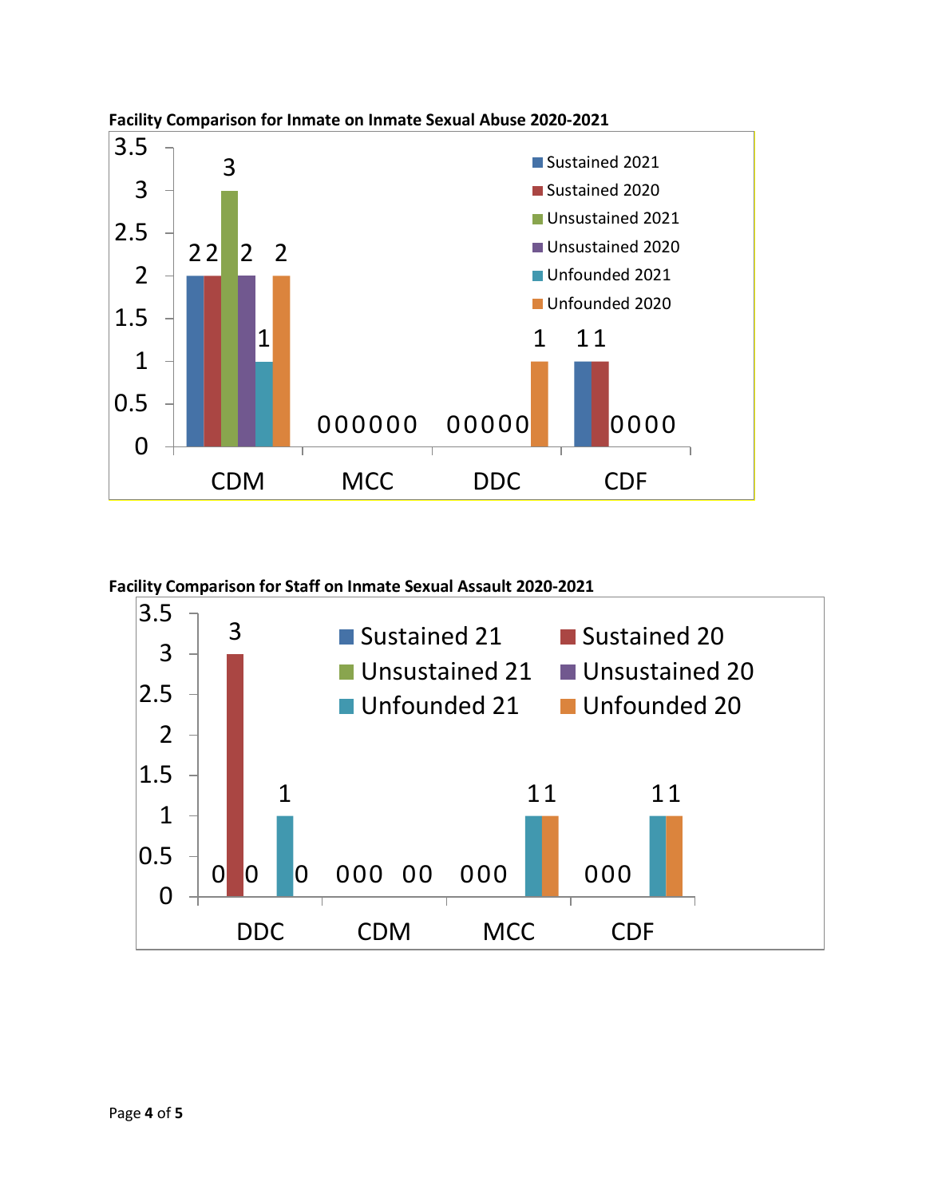**Facility Comparison for Inmate on Inmate Sexual Abuse 2020-2021**

| Facility | Sustained 2021 | Sustained 2020 | Unsustained 2021 | Unsustained 2020 | Unfounded 2021 | Unfounded 2020 |
|---|---|---|---|---|---|---|
| CDM | 2 | 2 | 3 | 2 | 1 | 2 |
| MCC | 0 | 0 | 0 | 0 | 0 | 0 |
| DDC | 0 | 0 | 0 | 0 | 0 | 1 |
| CDF | 1 | 1 | 0 | 0 | 0 | 0 |

**Facility Comparison for Staff on Inmate Sexual Assault 2020-2021**

| Facility | Sustained 21 | Sustained 20 | Unsustained 21 | Unsustained 20 | Unfounded 21 | Unfounded 20 |
|---|---|---|---|---|---|---|
| DDC | 0 | 3 | 0 | 0 | 1 | 0 |
| CDM | 0 | 0 | 0 | 0 | 0 | 0 |
| MCC | 0 | 0 | 0 | 0 | 1 | 1 |
| CDF | 0 | 0 | 0 | 0 | 1 | 1 |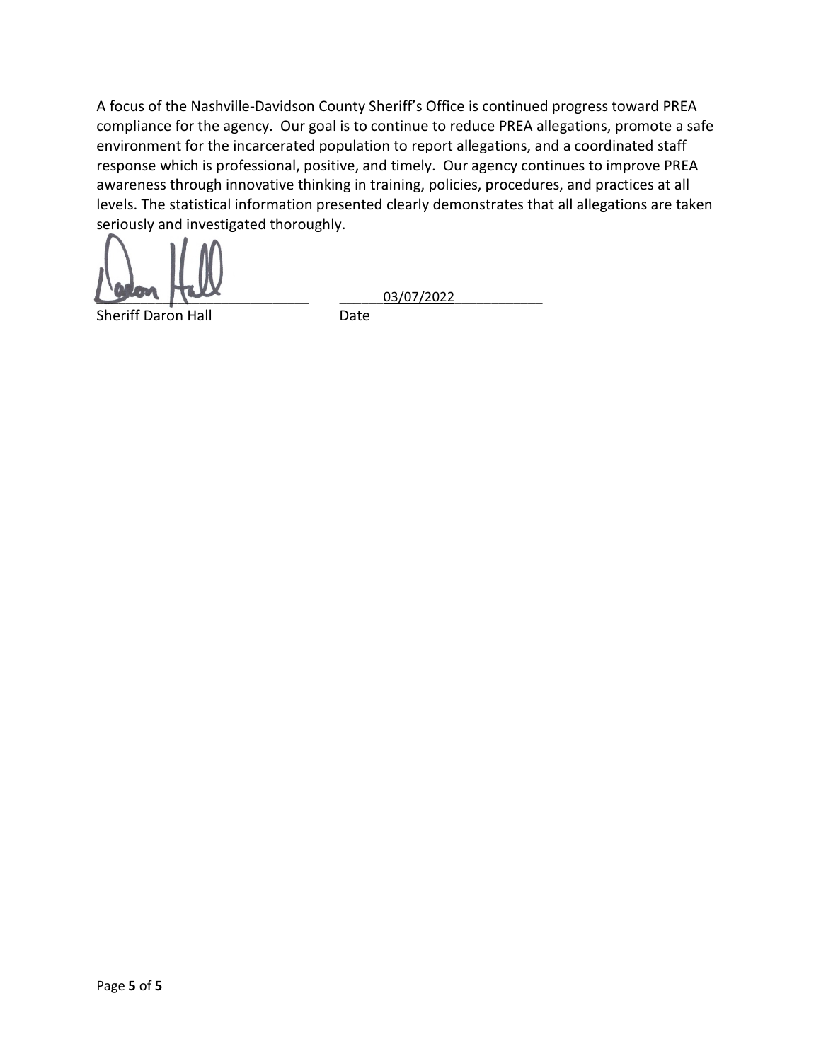A focus of the Nashville-Davidson County Sheriff's Office is continued progress toward PREA compliance for the agency. Our goal is to continue to reduce PREA allegations, promote a safe environment for the incarcerated population to report allegations, and a coordinated staff response which is professional, positive, and timely. Our agency continues to improve PREA awareness through innovative thinking in training, policies, procedures, and practices at all levels. The statistical information presented clearly demonstrates that all allegations are taken seriously and investigated thoroughly.

______________________________ ______03/07/2022___________

Sheriff Daron Hall Date